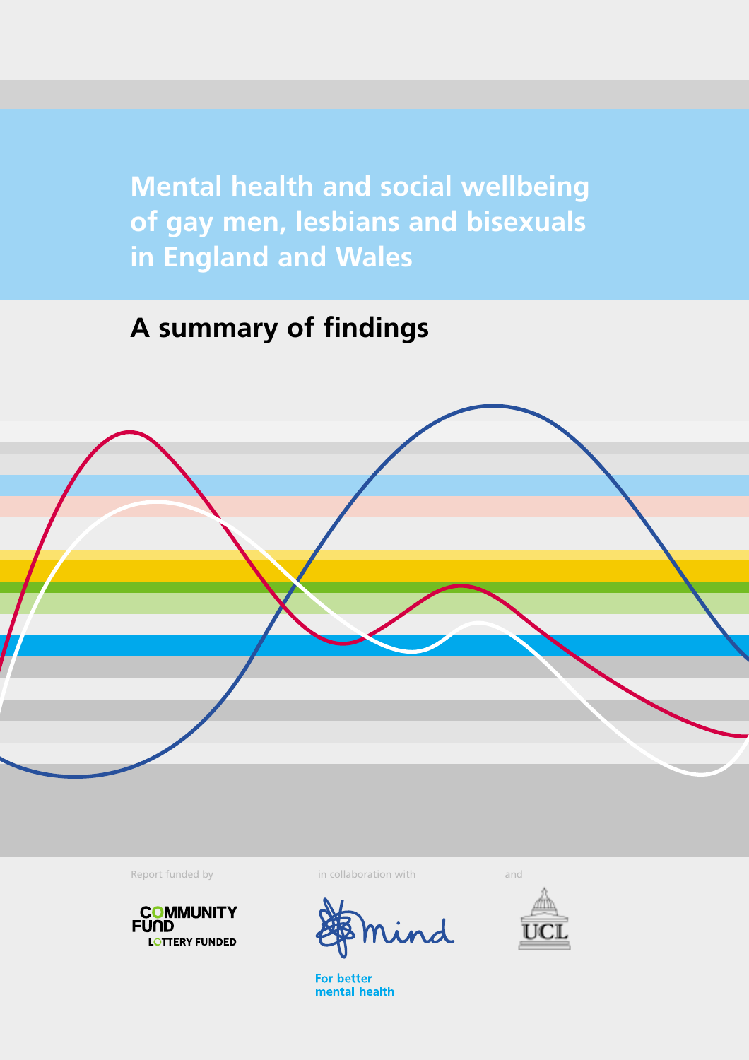# Mental health and social wellbeing of gay men, lesbians and bisexuals in England and Wales

## A summary of findings

Report funded by

COMMUNITY FUND
LOTTERY FUNDED

in collaboration with

Mind
For better mental health

and

UCL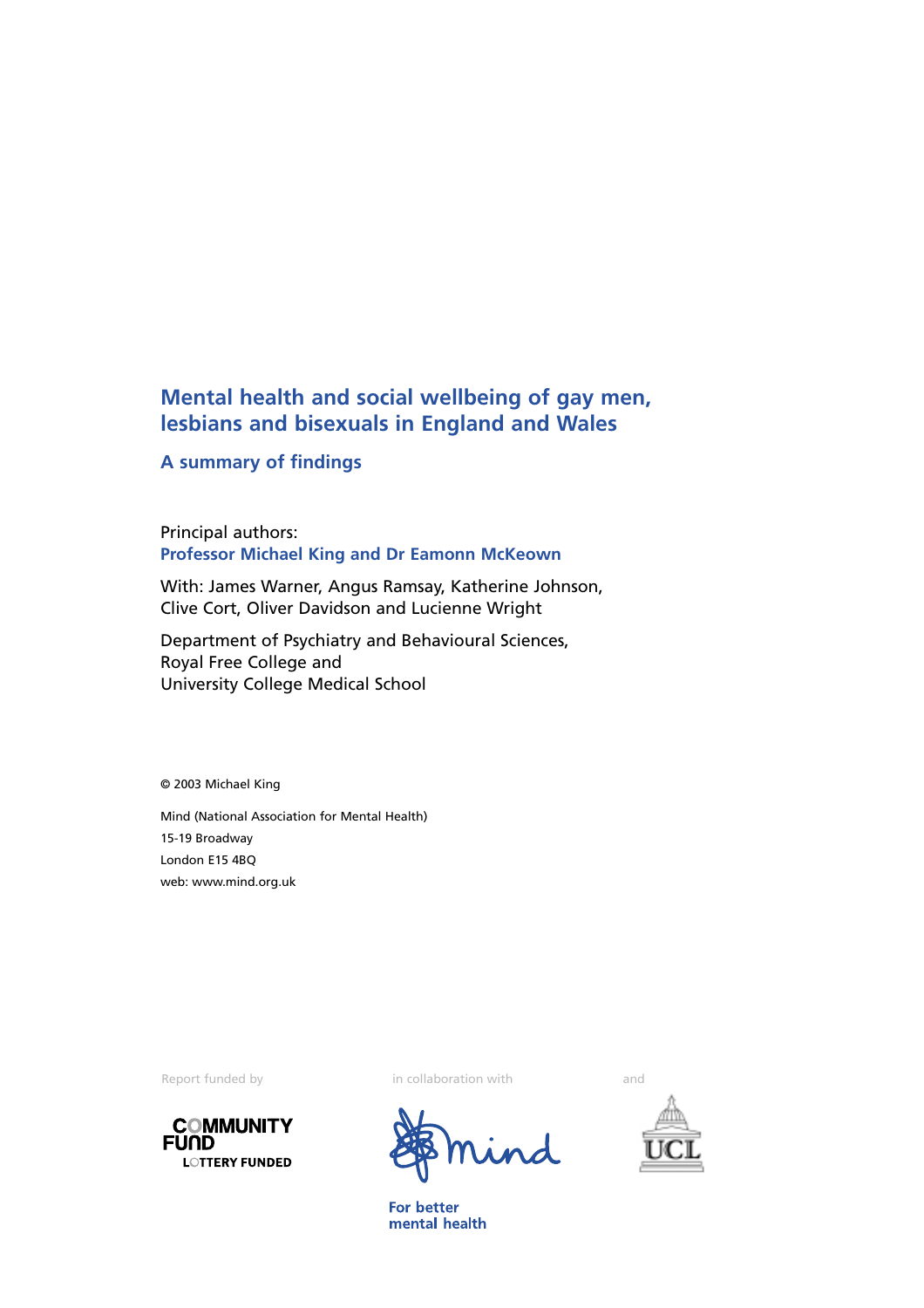# Mental health and social wellbeing of gay men, lesbians and bisexuals in England and Wales

## A summary of findings

Principal authors:
**Professor Michael King and Dr Eamonn McKeown**

With: James Warner, Angus Ramsay, Katherine Johnson, Clive Cort, Oliver Davidson and Lucienne Wright

Department of Psychiatry and Behavioural Sciences,
Royal Free College and
University College Medical School

© 2003 Michael King

Mind (National Association for Mental Health)
15-19 Broadway
London E15 4BQ
web: www.mind.org.uk

Report funded by

COMMUNITY FUND
LOTTERY FUNDED

in collaboration with

mind

For better mental health

and

UCL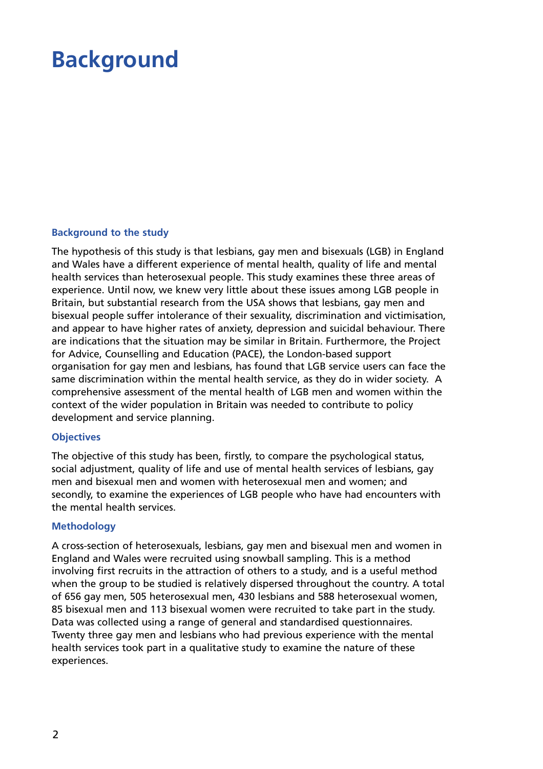# Background

### Background to the study

The hypothesis of this study is that lesbians, gay men and bisexuals (LGB) in England and Wales have a different experience of mental health, quality of life and mental health services than heterosexual people. This study examines these three areas of experience. Until now, we knew very little about these issues among LGB people in Britain, but substantial research from the USA shows that lesbians, gay men and bisexual people suffer intolerance of their sexuality, discrimination and victimisation, and appear to have higher rates of anxiety, depression and suicidal behaviour. There are indications that the situation may be similar in Britain. Furthermore, the Project for Advice, Counselling and Education (PACE), the London-based support organisation for gay men and lesbians, has found that LGB service users can face the same discrimination within the mental health service, as they do in wider society. A comprehensive assessment of the mental health of LGB men and women within the context of the wider population in Britain was needed to contribute to policy development and service planning.

### Objectives

The objective of this study has been, firstly, to compare the psychological status, social adjustment, quality of life and use of mental health services of lesbians, gay men and bisexual men and women with heterosexual men and women; and secondly, to examine the experiences of LGB people who have had encounters with the mental health services.

### Methodology

A cross-section of heterosexuals, lesbians, gay men and bisexual men and women in England and Wales were recruited using snowball sampling. This is a method involving first recruits in the attraction of others to a study, and is a useful method when the group to be studied is relatively dispersed throughout the country. A total of 656 gay men, 505 heterosexual men, 430 lesbians and 588 heterosexual women, 85 bisexual men and 113 bisexual women were recruited to take part in the study. Data was collected using a range of general and standardised questionnaires. Twenty three gay men and lesbians who had previous experience with the mental health services took part in a qualitative study to examine the nature of these experiences.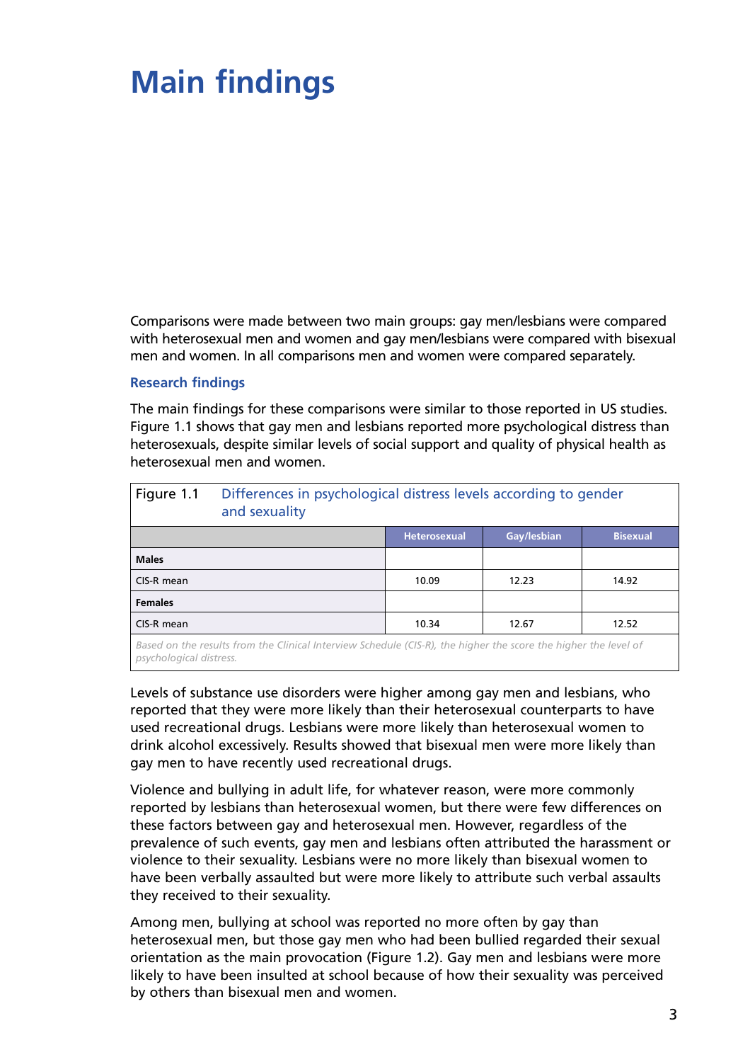# Main findings

Comparisons were made between two main groups: gay men/lesbians were compared with heterosexual men and women and gay men/lesbians were compared with bisexual men and women. In all comparisons men and women were compared separately.

## Research findings

The main findings for these comparisons were similar to those reported in US studies. Figure 1.1 shows that gay men and lesbians reported more psychological distress than heterosexuals, despite similar levels of social support and quality of physical health as heterosexual men and women.

Figure 1.1 Differences in psychological distress levels according to gender and sexuality

| | Heterosexual | Gay/lesbian | Bisexual |
|---|---|---|---|
| **Males** | | | |
| CIS-R mean | 10.09 | 12.23 | 14.92 |
| **Females** | | | |
| CIS-R mean | 10.34 | 12.67 | 12.52 |

*Based on the results from the Clinical Interview Schedule (CIS-R), the higher the score the higher the level of psychological distress.*

Levels of substance use disorders were higher among gay men and lesbians, who reported that they were more likely than their heterosexual counterparts to have used recreational drugs. Lesbians were more likely than heterosexual women to drink alcohol excessively. Results showed that bisexual men were more likely than gay men to have recently used recreational drugs.

Violence and bullying in adult life, for whatever reason, were more commonly reported by lesbians than heterosexual women, but there were few differences on these factors between gay and heterosexual men. However, regardless of the prevalence of such events, gay men and lesbians often attributed the harassment or violence to their sexuality. Lesbians were no more likely than bisexual women to have been verbally assaulted but were more likely to attribute such verbal assaults they received to their sexuality.

Among men, bullying at school was reported no more often by gay than heterosexual men, but those gay men who had been bullied regarded their sexual orientation as the main provocation (Figure 1.2). Gay men and lesbians were more likely to have been insulted at school because of how their sexuality was perceived by others than bisexual men and women.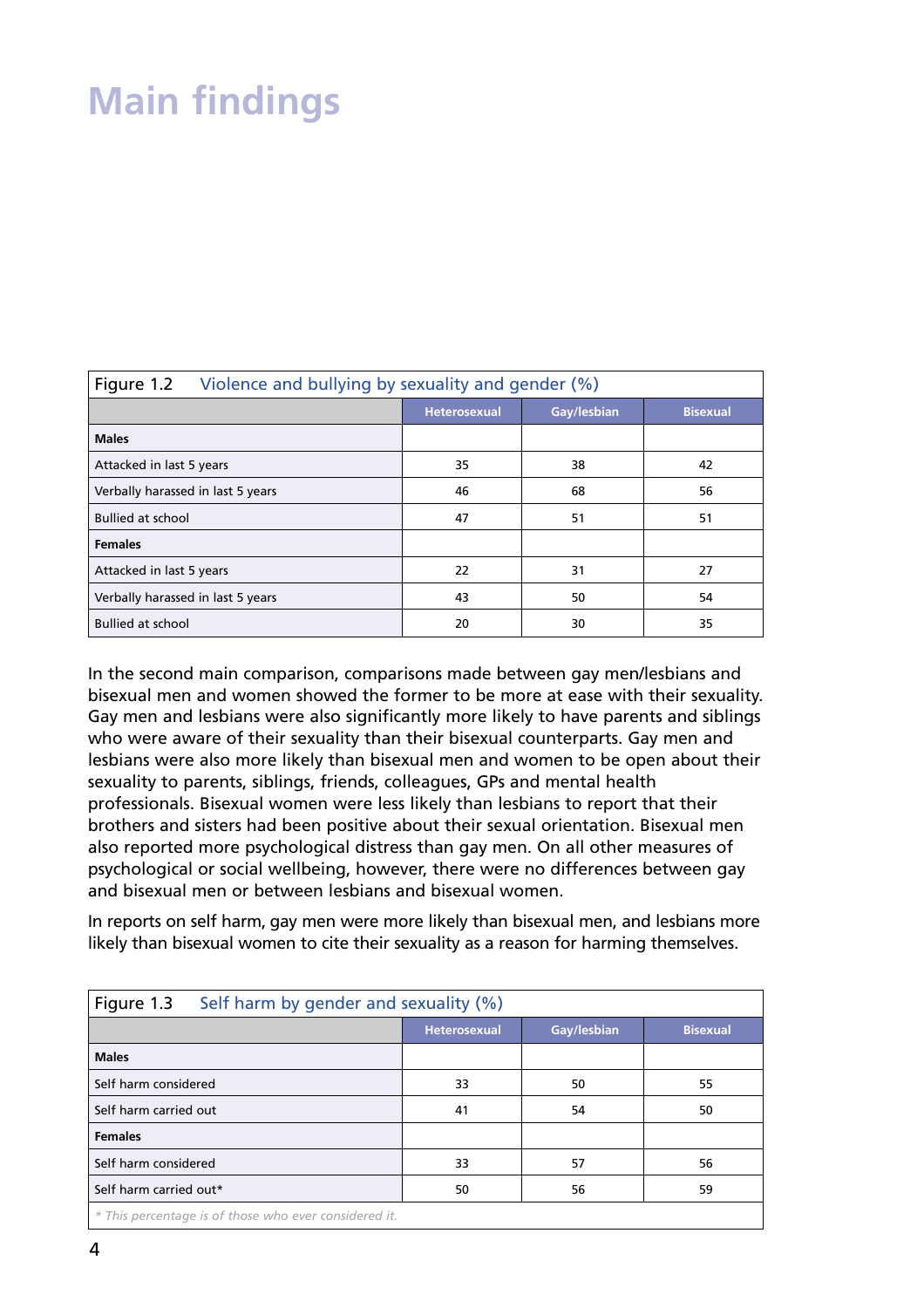# Main findings

Figure 1.2 Violence and bullying by sexuality and gender (%)

| | Heterosexual | Gay/lesbian | Bisexual |
|---|---|---|---|
| **Males** | | | |
| Attacked in last 5 years | 35 | 38 | 42 |
| Verbally harassed in last 5 years | 46 | 68 | 56 |
| Bullied at school | 47 | 51 | 51 |
| **Females** | | | |
| Attacked in last 5 years | 22 | 31 | 27 |
| Verbally harassed in last 5 years | 43 | 50 | 54 |
| Bullied at school | 20 | 30 | 35 |

In the second main comparison, comparisons made between gay men/lesbians and bisexual men and women showed the former to be more at ease with their sexuality. Gay men and lesbians were also significantly more likely to have parents and siblings who were aware of their sexuality than their bisexual counterparts. Gay men and lesbians were also more likely than bisexual men and women to be open about their sexuality to parents, siblings, friends, colleagues, GPs and mental health professionals. Bisexual women were less likely than lesbians to report that their brothers and sisters had been positive about their sexual orientation. Bisexual men also reported more psychological distress than gay men. On all other measures of psychological or social wellbeing, however, there were no differences between gay and bisexual men or between lesbians and bisexual women.

In reports on self harm, gay men were more likely than bisexual men, and lesbians more likely than bisexual women to cite their sexuality as a reason for harming themselves.

Figure 1.3 Self harm by gender and sexuality (%)

| | Heterosexual | Gay/lesbian | Bisexual |
|---|---|---|---|
| **Males** | | | |
| Self harm considered | 33 | 50 | 55 |
| Self harm carried out | 41 | 54 | 50 |
| **Females** | | | |
| Self harm considered | 33 | 57 | 56 |
| Self harm carried out* | 50 | 56 | 59 |

*\* This percentage is of those who ever considered it.*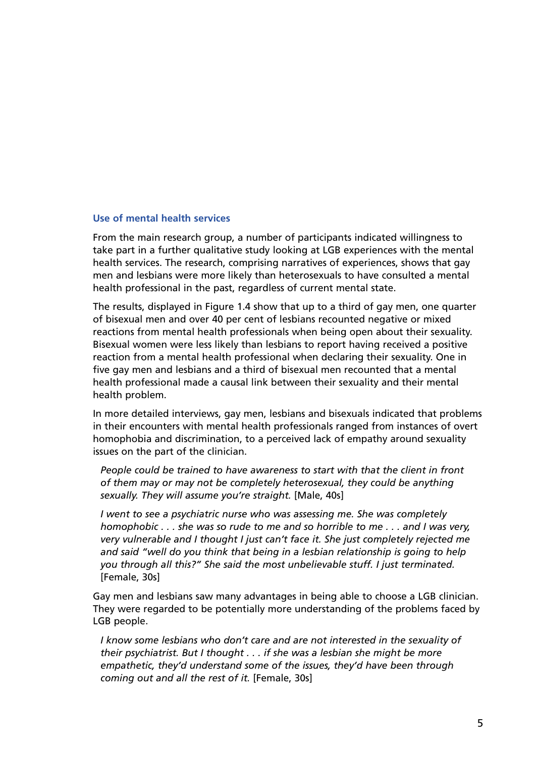## Use of mental health services

From the main research group, a number of participants indicated willingness to take part in a further qualitative study looking at LGB experiences with the mental health services. The research, comprising narratives of experiences, shows that gay men and lesbians were more likely than heterosexuals to have consulted a mental health professional in the past, regardless of current mental state.

The results, displayed in Figure 1.4 show that up to a third of gay men, one quarter of bisexual men and over 40 per cent of lesbians recounted negative or mixed reactions from mental health professionals when being open about their sexuality. Bisexual women were less likely than lesbians to report having received a positive reaction from a mental health professional when declaring their sexuality. One in five gay men and lesbians and a third of bisexual men recounted that a mental health professional made a causal link between their sexuality and their mental health problem.

In more detailed interviews, gay men, lesbians and bisexuals indicated that problems in their encounters with mental health professionals ranged from instances of overt homophobia and discrimination, to a perceived lack of empathy around sexuality issues on the part of the clinician.

> *People could be trained to have awareness to start with that the client in front of them may or may not be completely heterosexual, they could be anything sexually. They will assume you're straight.* [Male, 40s]

> *I went to see a psychiatric nurse who was assessing me. She was completely homophobic . . . she was so rude to me and so horrible to me . . . and I was very, very vulnerable and I thought I just can't face it. She just completely rejected me and said "well do you think that being in a lesbian relationship is going to help you through all this?" She said the most unbelievable stuff. I just terminated.* [Female, 30s]

Gay men and lesbians saw many advantages in being able to choose a LGB clinician. They were regarded to be potentially more understanding of the problems faced by LGB people.

> *I know some lesbians who don't care and are not interested in the sexuality of their psychiatrist. But I thought . . . if she was a lesbian she might be more empathetic, they'd understand some of the issues, they'd have been through coming out and all the rest of it.* [Female, 30s]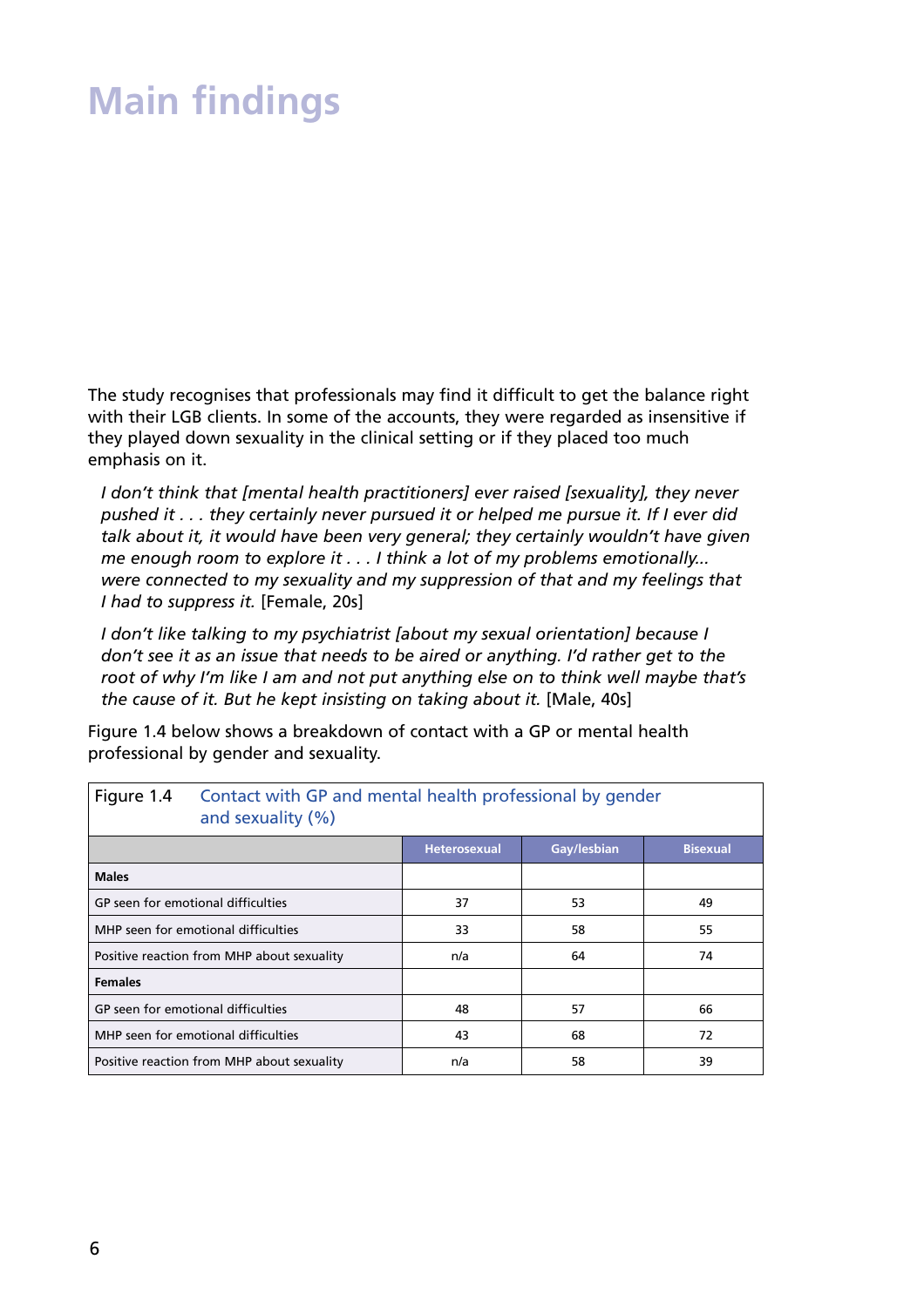# Main findings

The study recognises that professionals may find it difficult to get the balance right with their LGB clients. In some of the accounts, they were regarded as insensitive if they played down sexuality in the clinical setting or if they placed too much emphasis on it.

> *I don't think that [mental health practitioners] ever raised [sexuality], they never pushed it . . . they certainly never pursued it or helped me pursue it. If I ever did talk about it, it would have been very general; they certainly wouldn't have given me enough room to explore it . . . I think a lot of my problems emotionally... were connected to my sexuality and my suppression of that and my feelings that I had to suppress it.* [Female, 20s]

> *I don't like talking to my psychiatrist [about my sexual orientation] because I don't see it as an issue that needs to be aired or anything. I'd rather get to the root of why I'm like I am and not put anything else on to think well maybe that's the cause of it. But he kept insisting on taking about it.* [Male, 40s]

Figure 1.4 below shows a breakdown of contact with a GP or mental health professional by gender and sexuality.

Figure 1.4 Contact with GP and mental health professional by gender and sexuality (%)

| | Heterosexual | Gay/lesbian | Bisexual |
|---|---|---|---|
| **Males** | | | |
| GP seen for emotional difficulties | 37 | 53 | 49 |
| MHP seen for emotional difficulties | 33 | 58 | 55 |
| Positive reaction from MHP about sexuality | n/a | 64 | 74 |
| **Females** | | | |
| GP seen for emotional difficulties | 48 | 57 | 66 |
| MHP seen for emotional difficulties | 43 | 68 | 72 |
| Positive reaction from MHP about sexuality | n/a | 58 | 39 |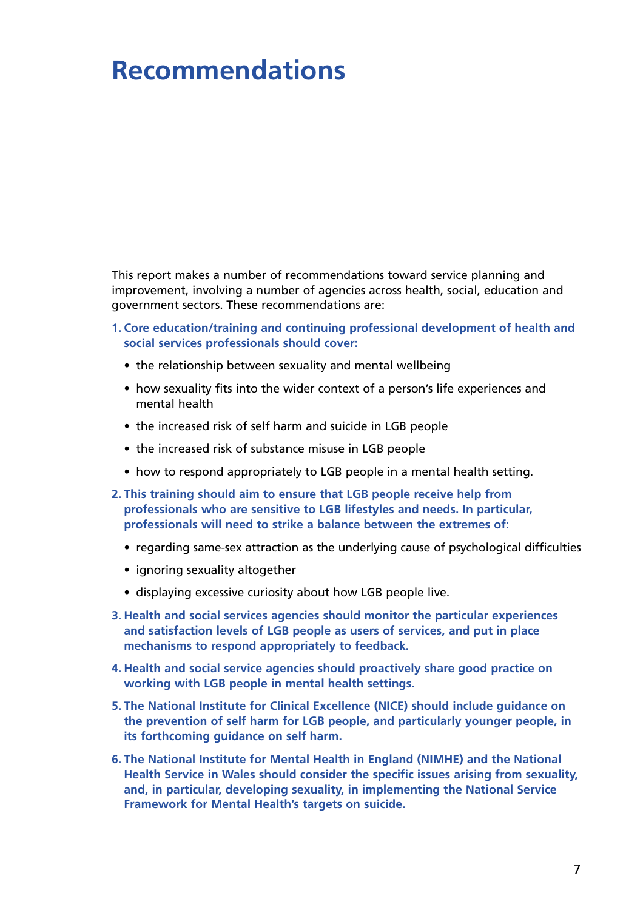# Recommendations

This report makes a number of recommendations toward service planning and improvement, involving a number of agencies across health, social, education and government sectors. These recommendations are:

1. **Core education/training and continuing professional development of health and social services professionals should cover:**
   - the relationship between sexuality and mental wellbeing
   - how sexuality fits into the wider context of a person's life experiences and mental health
   - the increased risk of self harm and suicide in LGB people
   - the increased risk of substance misuse in LGB people
   - how to respond appropriately to LGB people in a mental health setting.
2. **This training should aim to ensure that LGB people receive help from professionals who are sensitive to LGB lifestyles and needs. In particular, professionals will need to strike a balance between the extremes of:**
   - regarding same-sex attraction as the underlying cause of psychological difficulties
   - ignoring sexuality altogether
   - displaying excessive curiosity about how LGB people live.
3. **Health and social services agencies should monitor the particular experiences and satisfaction levels of LGB people as users of services, and put in place mechanisms to respond appropriately to feedback.**
4. **Health and social service agencies should proactively share good practice on working with LGB people in mental health settings.**
5. **The National Institute for Clinical Excellence (NICE) should include guidance on the prevention of self harm for LGB people, and particularly younger people, in its forthcoming guidance on self harm.**
6. **The National Institute for Mental Health in England (NIMHE) and the National Health Service in Wales should consider the specific issues arising from sexuality, and, in particular, developing sexuality, in implementing the National Service Framework for Mental Health's targets on suicide.**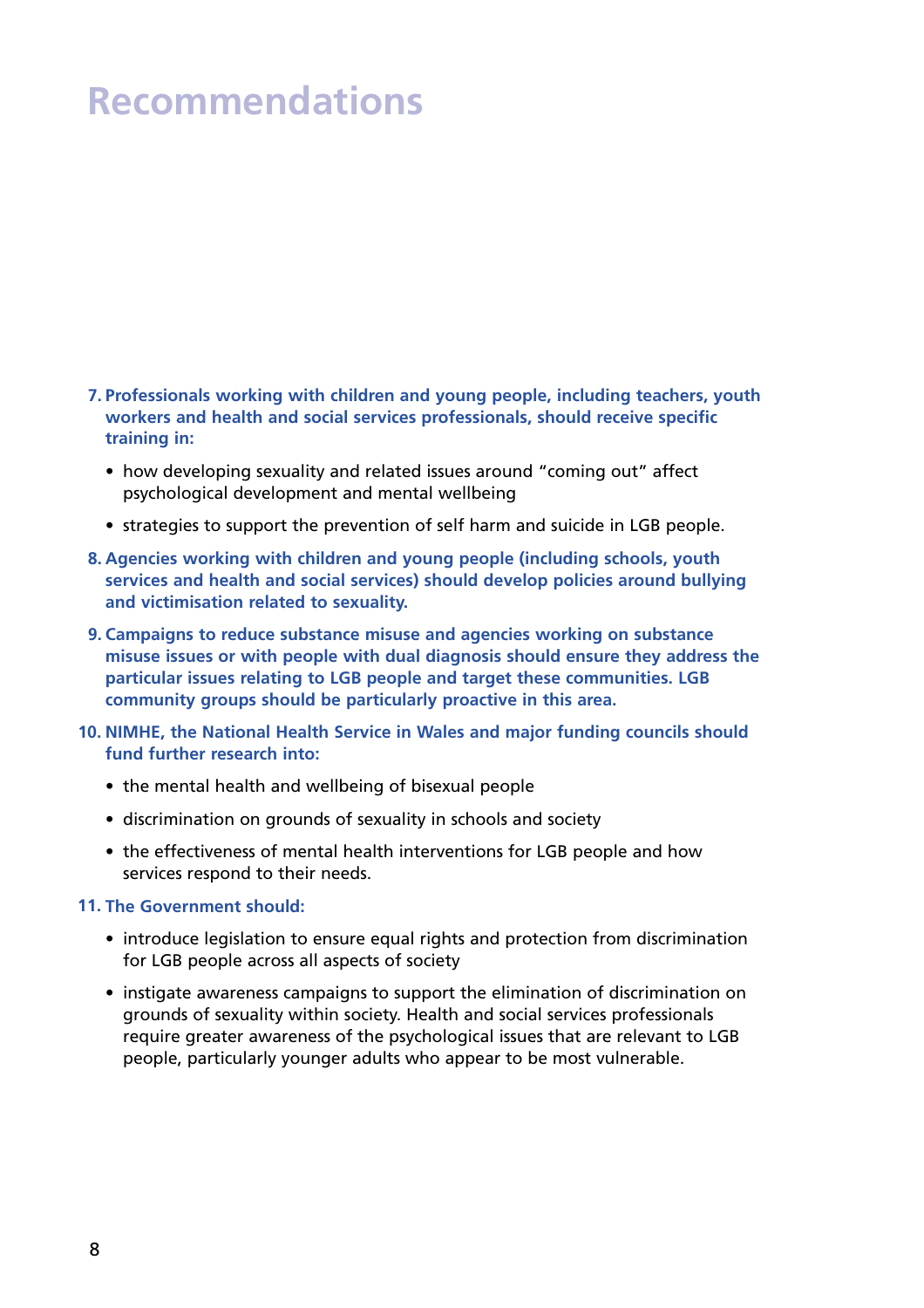# Recommendations

7. **Professionals working with children and young people, including teachers, youth workers and health and social services professionals, should receive specific training in:**
   - how developing sexuality and related issues around "coming out" affect psychological development and mental wellbeing
   - strategies to support the prevention of self harm and suicide in LGB people.

8. **Agencies working with children and young people (including schools, youth services and health and social services) should develop policies around bullying and victimisation related to sexuality.**

9. **Campaigns to reduce substance misuse and agencies working on substance misuse issues or with people with dual diagnosis should ensure they address the particular issues relating to LGB people and target these communities. LGB community groups should be particularly proactive in this area.**

10. **NIMHE, the National Health Service in Wales and major funding councils should fund further research into:**
    - the mental health and wellbeing of bisexual people
    - discrimination on grounds of sexuality in schools and society
    - the effectiveness of mental health interventions for LGB people and how services respond to their needs.

11. **The Government should:**
    - introduce legislation to ensure equal rights and protection from discrimination for LGB people across all aspects of society
    - instigate awareness campaigns to support the elimination of discrimination on grounds of sexuality within society. Health and social services professionals require greater awareness of the psychological issues that are relevant to LGB people, particularly younger adults who appear to be most vulnerable.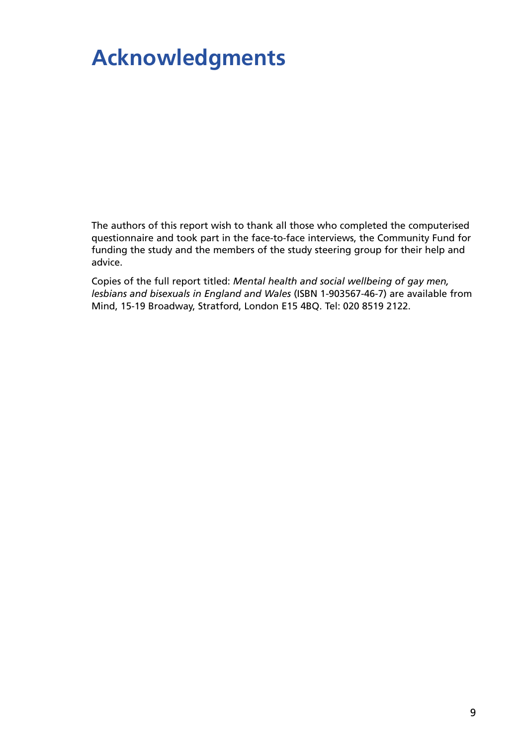# Acknowledgments

The authors of this report wish to thank all those who completed the computerised questionnaire and took part in the face-to-face interviews, the Community Fund for funding the study and the members of the study steering group for their help and advice.

Copies of the full report titled: *Mental health and social wellbeing of gay men, lesbians and bisexuals in England and Wales* (ISBN 1-903567-46-7) are available from Mind, 15-19 Broadway, Stratford, London E15 4BQ. Tel: 020 8519 2122.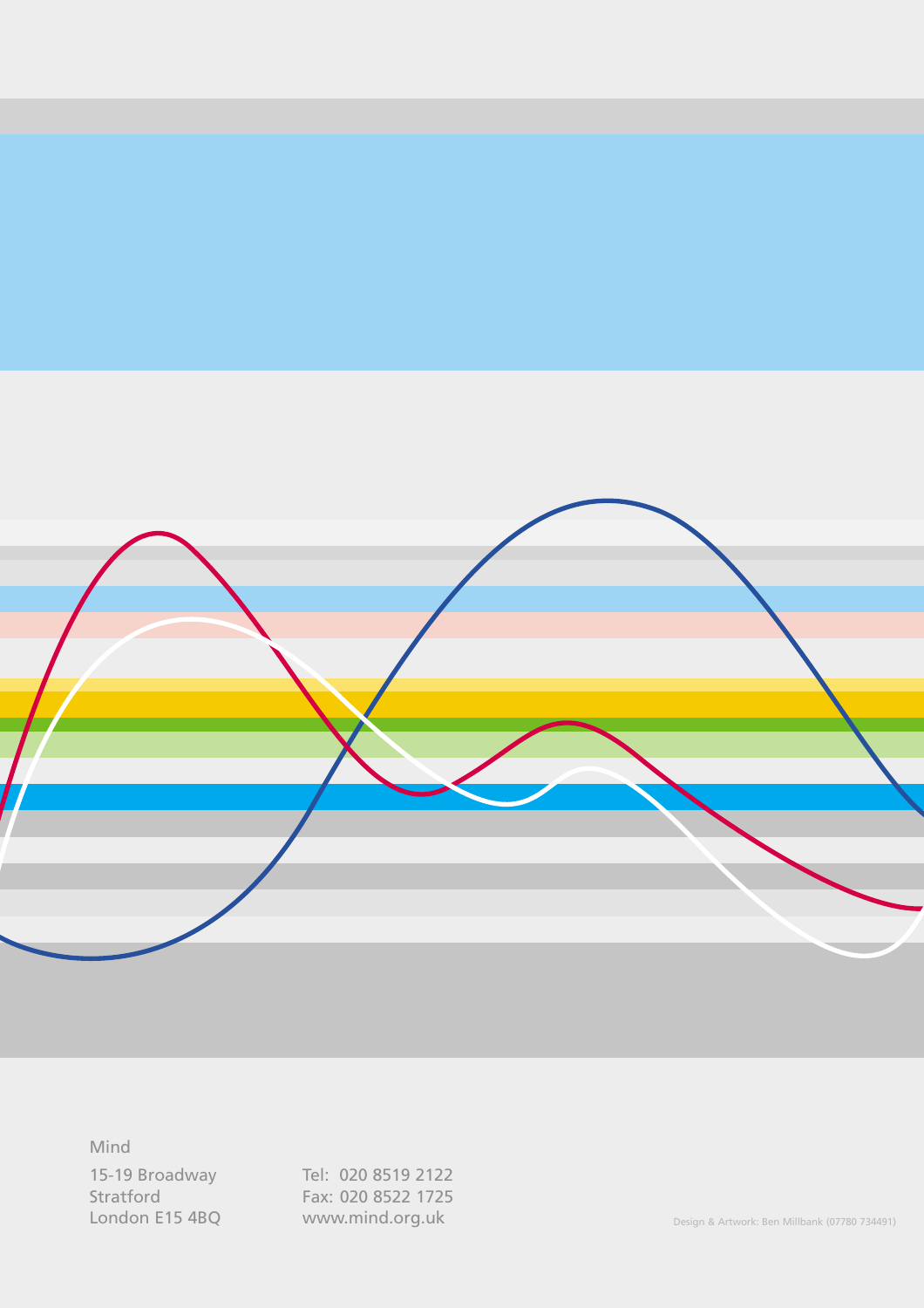Mind

15-19 Broadway
Stratford
London E15 4BQ

Tel: 020 8519 2122
Fax: 020 8522 1725
www.mind.org.uk

Design & Artwork: Ben Millbank (07780 734491)